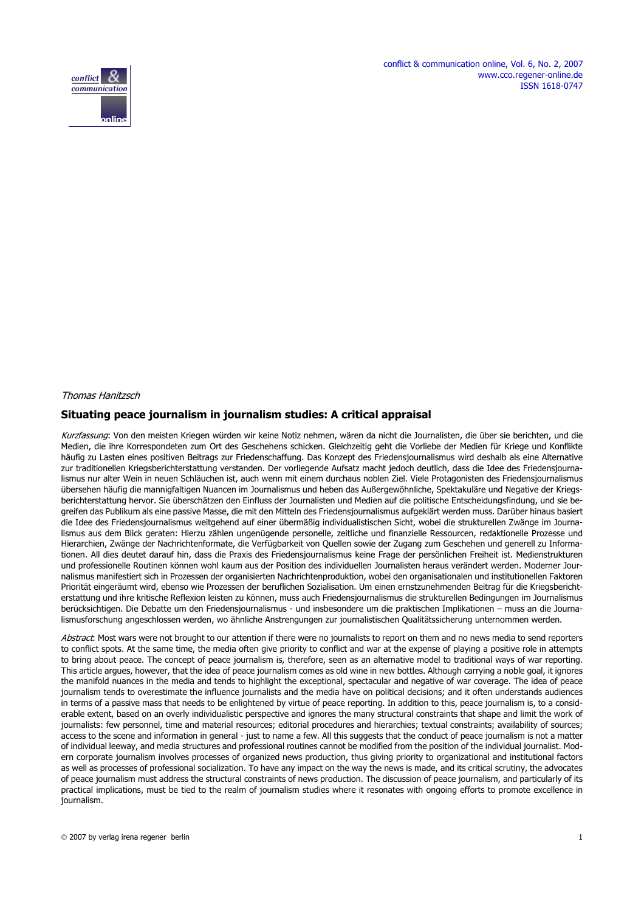*Thomas Hanitzsch*

## Situating peace journalism in journalism studies: A critical appraisal

*Kurzfassung*: Von den meisten Kriegen würden wir keine Notiz nehmen, wären da nicht die Journalisten, die über sie berichten, und die Medien, die ihre Korrespondeten zum Ort des Geschehens schicken. Gleichzeitig geht die Vorliebe der Medien für Kriege und Konflikte häufig zu Lasten eines positiven Beitrags zur Friedenschaffung. Das Konzept des Friedensjournalismus wird deshalb als eine Alternative zur traditionellen Kriegsberichterstattung verstanden. Der vorliegende Aufsatz macht jedoch deutlich, dass die Idee des Friedensjournalismus nur alter Wein in neuen Schläuchen ist, auch wenn mit einem durchaus noblen Ziel. Viele Protagonisten des Friedensjournalismus übersehen häufig die mannigfaltigen Nuancen im Journalismus und heben das Außergewöhnliche, Spektakuläre und Negative der Kriegsberichterstattung hervor. Sie überschätzen den Einfluss der Journalisten und Medien auf die politische Entscheidungsfindung, und sie begreifen das Publikum als eine passive Masse, die mit den Mitteln des Friedensjournalismus aufgeklärt werden muss. Darüber hinaus basiert die Idee des Friedensjournalismus weitgehend auf einer übermäßig individualistischen Sicht, wobei die strukturellen Zwänge im Journalismus aus dem Blick geraten: Hierzu zählen ungenügende personelle, zeitliche und finanzielle Ressourcen, redaktionelle Prozesse und Hierarchien, Zwänge der Nachrichtenformate, die Verfügbarkeit von Quellen sowie der Zugang zum Geschehen und generell zu Informationen. All dies deutet darauf hin, dass die Praxis des Friedensjournalismus keine Frage der persönlichen Freiheit ist. Medienstrukturen und professionelle Routinen können wohl kaum aus der Position des individuellen Journalisten heraus verändert werden. Moderner Journalismus manifestiert sich in Prozessen der organisierten Nachrichtenproduktion, wobei den organisationalen und institutionellen Faktoren Priorität eingeräumt wird, ebenso wie Prozessen der beruflichen Sozialisation. Um einen ernstzunehmenden Beitrag für die Kriegsberichterstattung und ihre kritische Reflexion leisten zu können, muss auch Friedensjournalismus die strukturellen Bedingungen im Journalismus berücksichtigen. Die Debatte um den Friedensjournalismus - und insbesondere um die praktischen Implikationen – muss an die Journalismusforschung angeschlossen werden, wo ähnliche Anstrengungen zur journalistischen Qualitätssicherung unternommen werden.

*Abstract*: Most wars were not brought to our attention if there were no journalists to report on them and no news media to send reporters to conflict spots. At the same time, the media often give priority to conflict and war at the expense of playing a positive role in attempts to bring about peace. The concept of peace journalism is, therefore, seen as an alternative model to traditional ways of war reporting. This article argues, however, that the idea of peace journalism comes as old wine in new bottles. Although carrying a noble goal, it ignores the manifold nuances in the media and tends to highlight the exceptional, spectacular and negative of war coverage. The idea of peace journalism tends to overestimate the influence journalists and the media have on political decisions; and it often understands audiences in terms of a passive mass that needs to be enlightened by virtue of peace reporting. In addition to this, peace journalism is, to a considerable extent, based on an overly individualistic perspective and ignores the many structural constraints that shape and limit the work of journalists: few personnel, time and material resources; editorial procedures and hierarchies; textual constraints; availability of sources; access to the scene and information in general - just to name a few. All this suggests that the conduct of peace journalism is not a matter of individual leeway, and media structures and professional routines cannot be modified from the position of the individual journalist. Modern corporate journalism involves processes of organized news production, thus giving priority to organizational and institutional factors as well as processes of professional socialization. To have any impact on the way the news is made, and its critical scrutiny, the advocates of peace journalism must address the structural constraints of news production. The discussion of peace journalism, and particularly of its practical implications, must be tied to the realm of journalism studies where it resonates with ongoing efforts to promote excellence in journalism.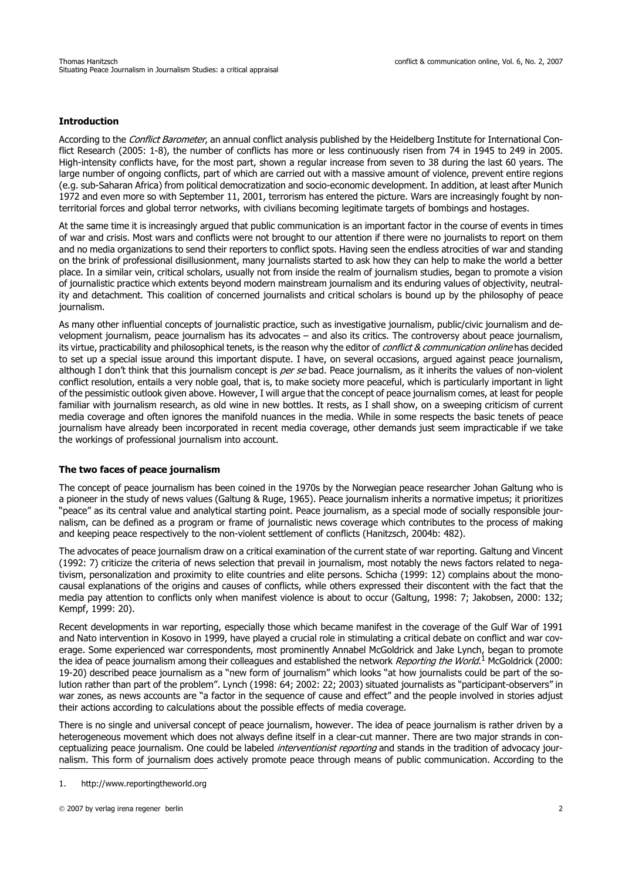## Introduction

According to the *Conflict Barometer*, an annual conflict analysis published by the Heidelberg Institute for International Conflict Research (2005: 1-8), the number of conflicts has more or less continuously risen from 74 in 1945 to 249 in 2005. High-intensity conflicts have, for the most part, shown a regular increase from seven to 38 during the last 60 years. The large number of ongoing conflicts, part of which are carried out with a massive amount of violence, prevent entire regions (e.g. sub-Saharan Africa) from political democratization and socio-economic development. In addition, at least after Munich 1972 and even more so with September 11, 2001, terrorism has entered the picture. Wars are increasingly fought by non-territorial forces and global terror networks, with civilians becoming legitimate targets of bombings and hostages.

At the same time it is increasingly argued that public communication is an important factor in the course of events in times of war and crisis. Most wars and conflicts were not brought to our attention if there were no journalists to report on them and no media organizations to send their reporters to conflict spots. Having seen the endless atrocities of war and standing on the brink of professional disillusionment, many journalists started to ask how they can help to make the world a better place. In a similar vein, critical scholars, usually not from inside the realm of journalism studies, began to promote a vision of journalistic practice which extents beyond modern mainstream journalism and its enduring values of objectivity, neutrality and detachment. This coalition of concerned journalists and critical scholars is bound up by the philosophy of peace journalism.

As many other influential concepts of journalistic practice, such as investigative journalism, public/civic journalism and development journalism, peace journalism has its advocates – and also its critics. The controversy about peace journalism, its virtue, practicability and philosophical tenets, is the reason why the editor of *conflict & communication online* has decided to set up a special issue around this important dispute. I have, on several occasions, argued against peace journalism, although I don't think that this journalism concept is *per se* bad. Peace journalism, as it inherits the values of non-violent conflict resolution, entails a very noble goal, that is, to make society more peaceful, which is particularly important in light of the pessimistic outlook given above. However, I will argue that the concept of peace journalism comes, at least for people familiar with journalism research, as old wine in new bottles. It rests, as I shall show, on a sweeping criticism of current media coverage and often ignores the manifold nuances in the media. While in some respects the basic tenets of peace journalism have already been incorporated in recent media coverage, other demands just seem impracticable if we take the workings of professional journalism into account.

## The two faces of peace journalism

The concept of peace journalism has been coined in the 1970s by the Norwegian peace researcher Johan Galtung who is a pioneer in the study of news values (Galtung & Ruge, 1965). Peace journalism inherits a normative impetus; it prioritizes "peace" as its central value and analytical starting point. Peace journalism, as a special mode of socially responsible journalism, can be defined as a program or frame of journalistic news coverage which contributes to the process of making and keeping peace respectively to the non-violent settlement of conflicts (Hanitzsch, 2004b: 482).

The advocates of peace journalism draw on a critical examination of the current state of war reporting. Galtung and Vincent (1992: 7) criticize the criteria of news selection that prevail in journalism, most notably the news factors related to negativism, personalization and proximity to elite countries and elite persons. Schicha (1999: 12) complains about the mono-causal explanations of the origins and causes of conflicts, while others expressed their discontent with the fact that the media pay attention to conflicts only when manifest violence is about to occur (Galtung, 1998: 7; Jakobsen, 2000: 132; Kempf, 1999: 20).

Recent developments in war reporting, especially those which became manifest in the coverage of the Gulf War of 1991 and Nato intervention in Kosovo in 1999, have played a crucial role in stimulating a critical debate on conflict and war coverage. Some experienced war correspondents, most prominently Annabel McGoldrick and Jake Lynch, began to promote the idea of peace journalism among their colleagues and established the network *Reporting the World*.[1] McGoldrick (2000: 19-20) described peace journalism as a "new form of journalism" which looks "at how journalists could be part of the solution rather than part of the problem". Lynch (1998: 64; 2002: 22; 2003) situated journalists as "participant-observers" in war zones, as news accounts are "a factor in the sequence of cause and effect" and the people involved in stories adjust their actions according to calculations about the possible effects of media coverage.

There is no single and universal concept of peace journalism, however. The idea of peace journalism is rather driven by a heterogeneous movement which does not always define itself in a clear-cut manner. There are two major strands in conceptualizing peace journalism. One could be labeled *interventionist reporting* and stands in the tradition of advocacy journalism. This form of journalism does actively promote peace through means of public communication. According to the

1. http://www.reportingtheworld.org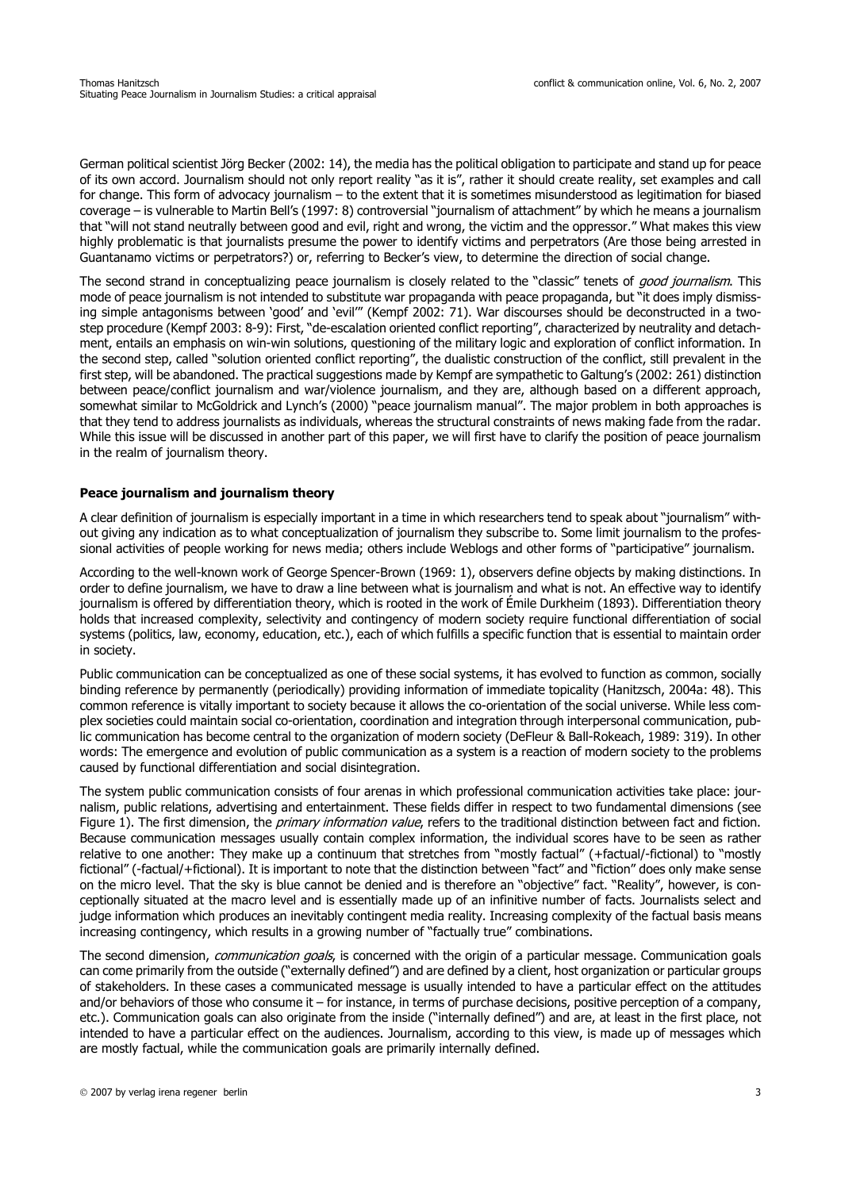German political scientist Jörg Becker (2002: 14), the media has the political obligation to participate and stand up for peace of its own accord. Journalism should not only report reality "as it is", rather it should create reality, set examples and call for change. This form of advocacy journalism – to the extent that it is sometimes misunderstood as legitimation for biased coverage – is vulnerable to Martin Bell's (1997: 8) controversial "journalism of attachment" by which he means a journalism that "will not stand neutrally between good and evil, right and wrong, the victim and the oppressor." What makes this view highly problematic is that journalists presume the power to identify victims and perpetrators (Are those being arrested in Guantanamo victims or perpetrators?) or, referring to Becker's view, to determine the direction of social change.

The second strand in conceptualizing peace journalism is closely related to the "classic" tenets of *good journalism*. This mode of peace journalism is not intended to substitute war propaganda with peace propaganda, but "it does imply dismissing simple antagonisms between 'good' and 'evil'" (Kempf 2002: 71). War discourses should be deconstructed in a two-step procedure (Kempf 2003: 8-9): First, "de-escalation oriented conflict reporting", characterized by neutrality and detachment, entails an emphasis on win-win solutions, questioning of the military logic and exploration of conflict information. In the second step, called "solution oriented conflict reporting", the dualistic construction of the conflict, still prevalent in the first step, will be abandoned. The practical suggestions made by Kempf are sympathetic to Galtung's (2002: 261) distinction between peace/conflict journalism and war/violence journalism, and they are, although based on a different approach, somewhat similar to McGoldrick and Lynch's (2000) "peace journalism manual". The major problem in both approaches is that they tend to address journalists as individuals, whereas the structural constraints of news making fade from the radar. While this issue will be discussed in another part of this paper, we will first have to clarify the position of peace journalism in the realm of journalism theory.

## Peace journalism and journalism theory

A clear definition of journalism is especially important in a time in which researchers tend to speak about "journalism" without giving any indication as to what conceptualization of journalism they subscribe to. Some limit journalism to the professional activities of people working for news media; others include Weblogs and other forms of "participative" journalism.

According to the well-known work of George Spencer-Brown (1969: 1), observers define objects by making distinctions. In order to define journalism, we have to draw a line between what is journalism and what is not. An effective way to identify journalism is offered by differentiation theory, which is rooted in the work of Émile Durkheim (1893). Differentiation theory holds that increased complexity, selectivity and contingency of modern society require functional differentiation of social systems (politics, law, economy, education, etc.), each of which fulfills a specific function that is essential to maintain order in society.

Public communication can be conceptualized as one of these social systems, it has evolved to function as common, socially binding reference by permanently (periodically) providing information of immediate topicality (Hanitzsch, 2004a: 48). This common reference is vitally important to society because it allows the co-orientation of the social universe. While less complex societies could maintain social co-orientation, coordination and integration through interpersonal communication, public communication has become central to the organization of modern society (DeFleur & Ball-Rokeach, 1989: 319). In other words: The emergence and evolution of public communication as a system is a reaction of modern society to the problems caused by functional differentiation and social disintegration.

The system public communication consists of four arenas in which professional communication activities take place: journalism, public relations, advertising and entertainment. These fields differ in respect to two fundamental dimensions (see Figure 1). The first dimension, the *primary information value*, refers to the traditional distinction between fact and fiction. Because communication messages usually contain complex information, the individual scores have to be seen as rather relative to one another: They make up a continuum that stretches from "mostly factual" (+factual/-fictional) to "mostly fictional" (-factual/+fictional). It is important to note that the distinction between "fact" and "fiction" does only make sense on the micro level. That the sky is blue cannot be denied and is therefore an "objective" fact. "Reality", however, is conceptionally situated at the macro level and is essentially made up of an infinitive number of facts. Journalists select and judge information which produces an inevitably contingent media reality. Increasing complexity of the factual basis means increasing contingency, which results in a growing number of "factually true" combinations.

The second dimension, *communication goals*, is concerned with the origin of a particular message. Communication goals can come primarily from the outside ("externally defined") and are defined by a client, host organization or particular groups of stakeholders. In these cases a communicated message is usually intended to have a particular effect on the attitudes and/or behaviors of those who consume it – for instance, in terms of purchase decisions, positive perception of a company, etc.). Communication goals can also originate from the inside ("internally defined") and are, at least in the first place, not intended to have a particular effect on the audiences. Journalism, according to this view, is made up of messages which are mostly factual, while the communication goals are primarily internally defined.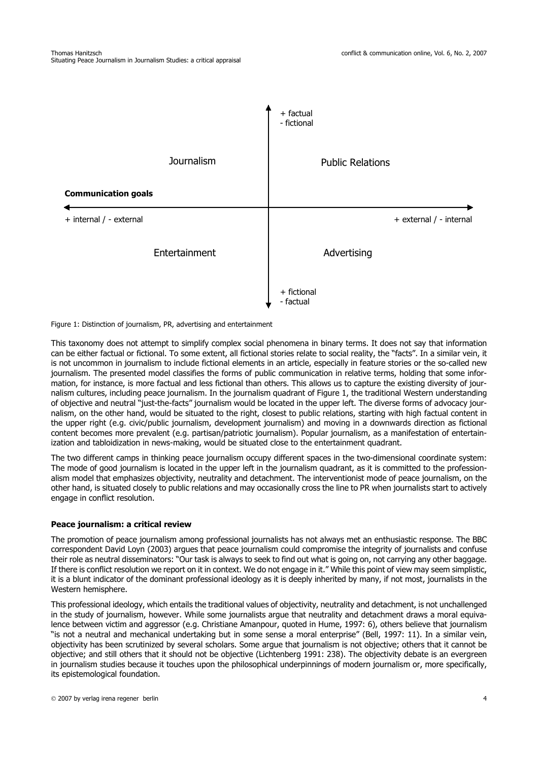Figure 1: Distinction of journalism, PR, advertising and entertainment

This taxonomy does not attempt to simplify complex social phenomena in binary terms. It does not say that information can be either factual or fictional. To some extent, all fictional stories relate to social reality, the "facts". In a similar vein, it is not uncommon in journalism to include fictional elements in an article, especially in feature stories or the so-called new journalism. The presented model classifies the forms of public communication in relative terms, holding that some information, for instance, is more factual and less fictional than others. This allows us to capture the existing diversity of journalism cultures, including peace journalism. In the journalism quadrant of Figure 1, the traditional Western understanding of objective and neutral "just-the-facts" journalism would be located in the upper left. The diverse forms of advocacy journalism, on the other hand, would be situated to the right, closest to public relations, starting with high factual content in the upper right (e.g. civic/public journalism, development journalism) and moving in a downwards direction as fictional content becomes more prevalent (e.g. partisan/patriotic journalism). Popular journalism, as a manifestation of entertainization and tabloidization in news-making, would be situated close to the entertainment quadrant.

The two different camps in thinking peace journalism occupy different spaces in the two-dimensional coordinate system: The mode of good journalism is located in the upper left in the journalism quadrant, as it is committed to the professionalism model that emphasizes objectivity, neutrality and detachment. The interventionist mode of peace journalism, on the other hand, is situated closely to public relations and may occasionally cross the line to PR when journalists start to actively engage in conflict resolution.

## Peace journalism: a critical review

The promotion of peace journalism among professional journalists has not always met an enthusiastic response. The BBC correspondent David Loyn (2003) argues that peace journalism could compromise the integrity of journalists and confuse their role as neutral disseminators: "Our task is always to seek to find out what is going on, not carrying any other baggage. If there is conflict resolution we report on it in context. We do not engage in it." While this point of view may seem simplistic, it is a blunt indicator of the dominant professional ideology as it is deeply inherited by many, if not most, journalists in the Western hemisphere.

This professional ideology, which entails the traditional values of objectivity, neutrality and detachment, is not unchallenged in the study of journalism, however. While some journalists argue that neutrality and detachment draws a moral equivalence between victim and aggressor (e.g. Christiane Amanpour, quoted in Hume, 1997: 6), others believe that journalism "is not a neutral and mechanical undertaking but in some sense a moral enterprise" (Bell, 1997: 11). In a similar vein, objectivity has been scrutinized by several scholars. Some argue that journalism is not objective; others that it cannot be objective; and still others that it should not be objective (Lichtenberg 1991: 238). The objectivity debate is an evergreen in journalism studies because it touches upon the philosophical underpinnings of modern journalism or, more specifically, its epistemological foundation.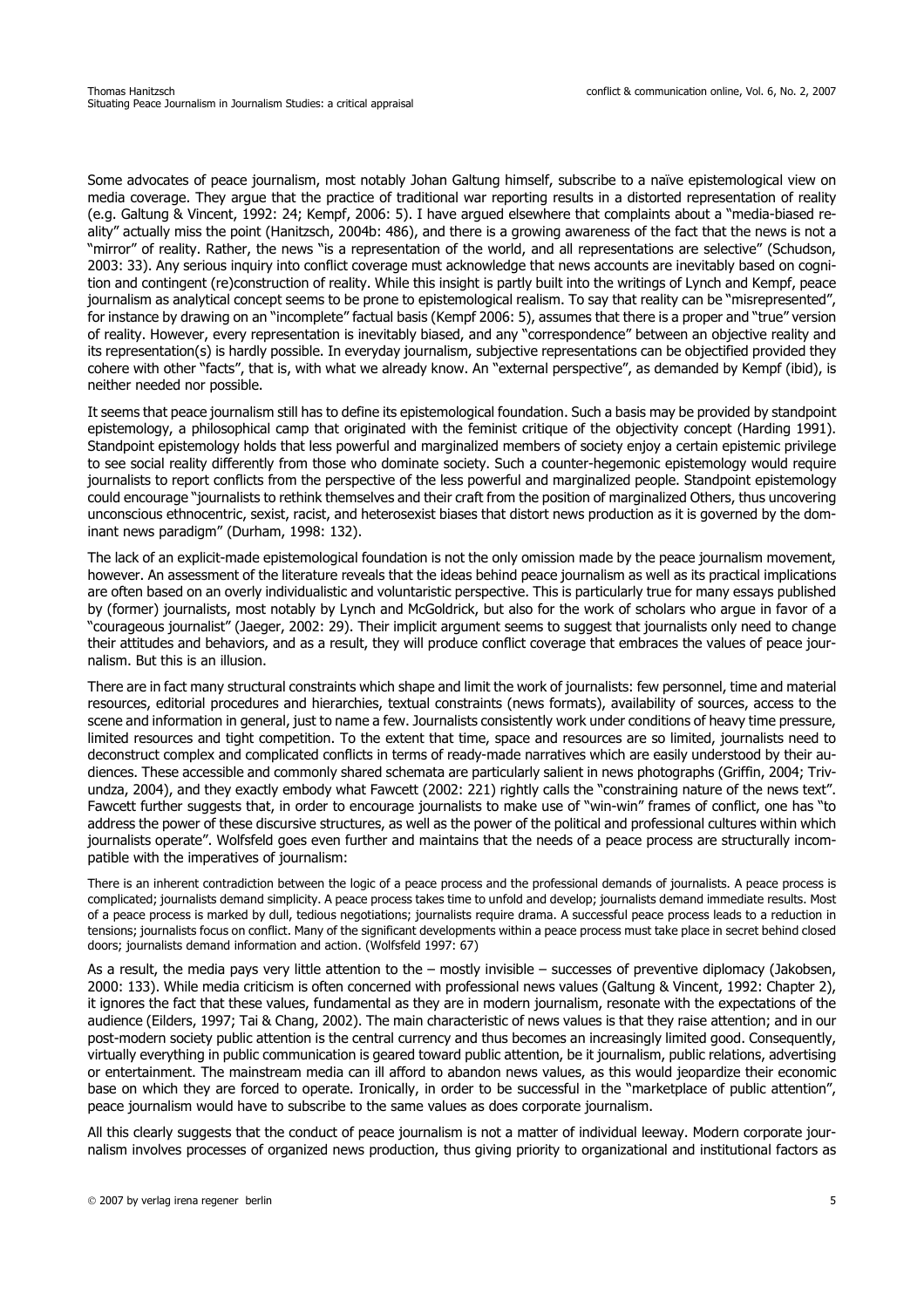Some advocates of peace journalism, most notably Johan Galtung himself, subscribe to a naïve epistemological view on media coverage. They argue that the practice of traditional war reporting results in a distorted representation of reality (e.g. Galtung & Vincent, 1992: 24; Kempf, 2006: 5). I have argued elsewhere that complaints about a "media-biased reality" actually miss the point (Hanitzsch, 2004b: 486), and there is a growing awareness of the fact that the news is not a "mirror" of reality. Rather, the news "is a representation of the world, and all representations are selective" (Schudson, 2003: 33). Any serious inquiry into conflict coverage must acknowledge that news accounts are inevitably based on cognition and contingent (re)construction of reality. While this insight is partly built into the writings of Lynch and Kempf, peace journalism as analytical concept seems to be prone to epistemological realism. To say that reality can be "misrepresented", for instance by drawing on an "incomplete" factual basis (Kempf 2006: 5), assumes that there is a proper and "true" version of reality. However, every representation is inevitably biased, and any "correspondence" between an objective reality and its representation(s) is hardly possible. In everyday journalism, subjective representations can be objectified provided they cohere with other "facts", that is, with what we already know. An "external perspective", as demanded by Kempf (ibid), is neither needed nor possible.

It seems that peace journalism still has to define its epistemological foundation. Such a basis may be provided by standpoint epistemology, a philosophical camp that originated with the feminist critique of the objectivity concept (Harding 1991). Standpoint epistemology holds that less powerful and marginalized members of society enjoy a certain epistemic privilege to see social reality differently from those who dominate society. Such a counter-hegemonic epistemology would require journalists to report conflicts from the perspective of the less powerful and marginalized people. Standpoint epistemology could encourage "journalists to rethink themselves and their craft from the position of marginalized Others, thus uncovering unconscious ethnocentric, sexist, racist, and heterosexist biases that distort news production as it is governed by the dominant news paradigm" (Durham, 1998: 132).

The lack of an explicit-made epistemological foundation is not the only omission made by the peace journalism movement, however. An assessment of the literature reveals that the ideas behind peace journalism as well as its practical implications are often based on an overly individualistic and voluntaristic perspective. This is particularly true for many essays published by (former) journalists, most notably by Lynch and McGoldrick, but also for the work of scholars who argue in favor of a "courageous journalist" (Jaeger, 2002: 29). Their implicit argument seems to suggest that journalists only need to change their attitudes and behaviors, and as a result, they will produce conflict coverage that embraces the values of peace journalism. But this is an illusion.

There are in fact many structural constraints which shape and limit the work of journalists: few personnel, time and material resources, editorial procedures and hierarchies, textual constraints (news formats), availability of sources, access to the scene and information in general, just to name a few. Journalists consistently work under conditions of heavy time pressure, limited resources and tight competition. To the extent that time, space and resources are so limited, journalists need to deconstruct complex and complicated conflicts in terms of ready-made narratives which are easily understood by their audiences. These accessible and commonly shared schemata are particularly salient in news photographs (Griffin, 2004; Trivundza, 2004), and they exactly embody what Fawcett (2002: 221) rightly calls the "constraining nature of the news text". Fawcett further suggests that, in order to encourage journalists to make use of "win-win" frames of conflict, one has "to address the power of these discursive structures, as well as the power of the political and professional cultures within which journalists operate". Wolfsfeld goes even further and maintains that the needs of a peace process are structurally incompatible with the imperatives of journalism:

> There is an inherent contradiction between the logic of a peace process and the professional demands of journalists. A peace process is complicated; journalists demand simplicity. A peace process takes time to unfold and develop; journalists demand immediate results. Most of a peace process is marked by dull, tedious negotiations; journalists require drama. A successful peace process leads to a reduction in tensions; journalists focus on conflict. Many of the significant developments within a peace process must take place in secret behind closed doors; journalists demand information and action. (Wolfsfeld 1997: 67)

As a result, the media pays very little attention to the – mostly invisible – successes of preventive diplomacy (Jakobsen, 2000: 133). While media criticism is often concerned with professional news values (Galtung & Vincent, 1992: Chapter 2), it ignores the fact that these values, fundamental as they are in modern journalism, resonate with the expectations of the audience (Eilders, 1997; Tai & Chang, 2002). The main characteristic of news values is that they raise attention; and in our post-modern society public attention is the central currency and thus becomes an increasingly limited good. Consequently, virtually everything in public communication is geared toward public attention, be it journalism, public relations, advertising or entertainment. The mainstream media can ill afford to abandon news values, as this would jeopardize their economic base on which they are forced to operate. Ironically, in order to be successful in the "marketplace of public attention", peace journalism would have to subscribe to the same values as does corporate journalism.

All this clearly suggests that the conduct of peace journalism is not a matter of individual leeway. Modern corporate journalism involves processes of organized news production, thus giving priority to organizational and institutional factors as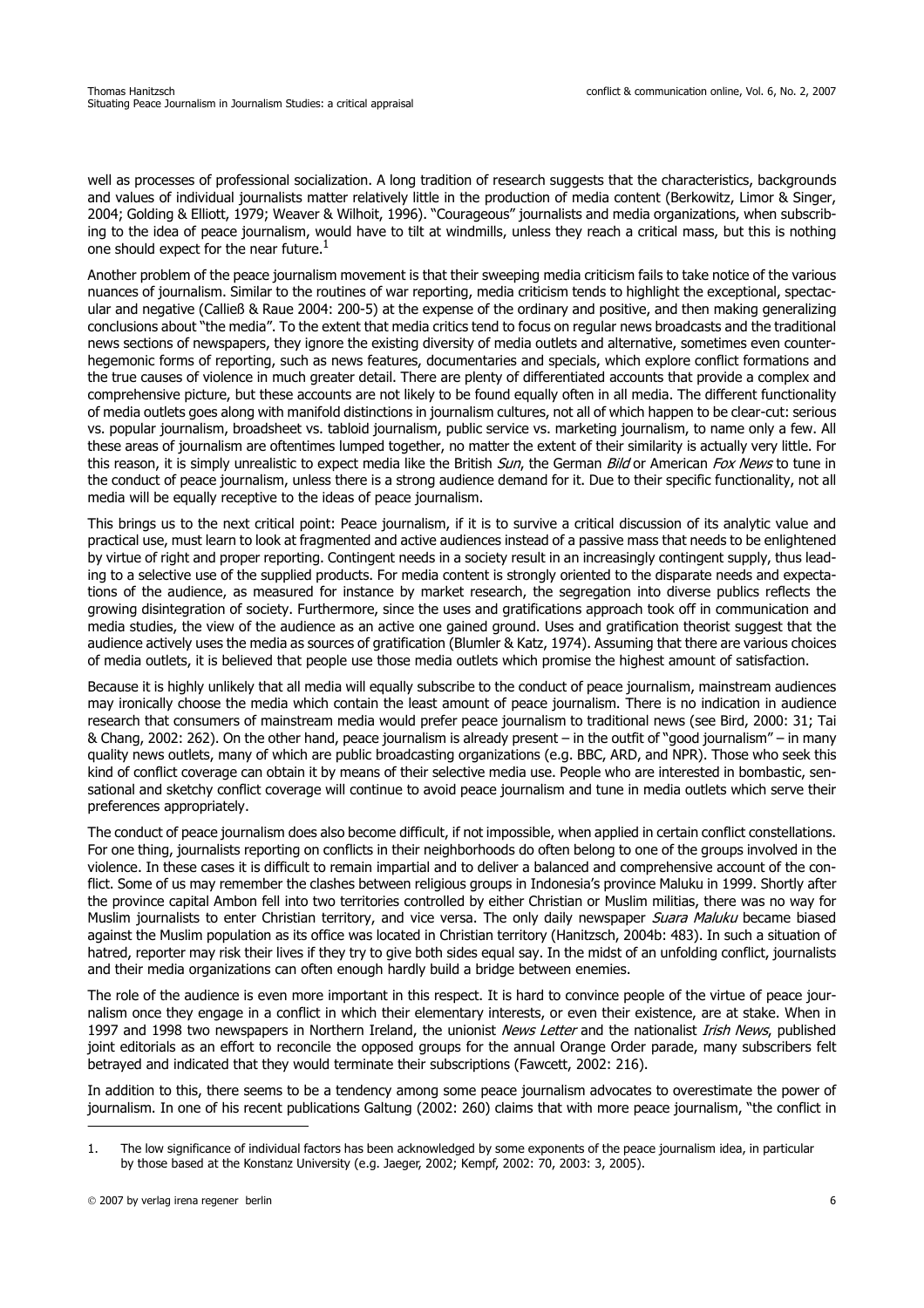well as processes of professional socialization. A long tradition of research suggests that the characteristics, backgrounds and values of individual journalists matter relatively little in the production of media content (Berkowitz, Limor & Singer, 2004; Golding & Elliott, 1979; Weaver & Wilhoit, 1996). "Courageous" journalists and media organizations, when subscribing to the idea of peace journalism, would have to tilt at windmills, unless they reach a critical mass, but this is nothing one should expect for the near future.[1]

Another problem of the peace journalism movement is that their sweeping media criticism fails to take notice of the various nuances of journalism. Similar to the routines of war reporting, media criticism tends to highlight the exceptional, spectacular and negative (Calließ & Raue 2004: 200-5) at the expense of the ordinary and positive, and then making generalizing conclusions about "the media". To the extent that media critics tend to focus on regular news broadcasts and the traditional news sections of newspapers, they ignore the existing diversity of media outlets and alternative, sometimes even counter-hegemonic forms of reporting, such as news features, documentaries and specials, which explore conflict formations and the true causes of violence in much greater detail. There are plenty of differentiated accounts that provide a complex and comprehensive picture, but these accounts are not likely to be found equally often in all media. The different functionality of media outlets goes along with manifold distinctions in journalism cultures, not all of which happen to be clear-cut: serious vs. popular journalism, broadsheet vs. tabloid journalism, public service vs. marketing journalism, to name only a few. All these areas of journalism are oftentimes lumped together, no matter the extent of their similarity is actually very little. For this reason, it is simply unrealistic to expect media like the British *Sun*, the German *Bild* or American *Fox News* to tune in the conduct of peace journalism, unless there is a strong audience demand for it. Due to their specific functionality, not all media will be equally receptive to the ideas of peace journalism.

This brings us to the next critical point: Peace journalism, if it is to survive a critical discussion of its analytic value and practical use, must learn to look at fragmented and active audiences instead of a passive mass that needs to be enlightened by virtue of right and proper reporting. Contingent needs in a society result in an increasingly contingent supply, thus leading to a selective use of the supplied products. For media content is strongly oriented to the disparate needs and expectations of the audience, as measured for instance by market research, the segregation into diverse publics reflects the growing disintegration of society. Furthermore, since the uses and gratifications approach took off in communication and media studies, the view of the audience as an active one gained ground. Uses and gratification theorist suggest that the audience actively uses the media as sources of gratification (Blumler & Katz, 1974). Assuming that there are various choices of media outlets, it is believed that people use those media outlets which promise the highest amount of satisfaction.

Because it is highly unlikely that all media will equally subscribe to the conduct of peace journalism, mainstream audiences may ironically choose the media which contain the least amount of peace journalism. There is no indication in audience research that consumers of mainstream media would prefer peace journalism to traditional news (see Bird, 2000: 31; Tai & Chang, 2002: 262). On the other hand, peace journalism is already present – in the outfit of "good journalism" – in many quality news outlets, many of which are public broadcasting organizations (e.g. BBC, ARD, and NPR). Those who seek this kind of conflict coverage can obtain it by means of their selective media use. People who are interested in bombastic, sensational and sketchy conflict coverage will continue to avoid peace journalism and tune in media outlets which serve their preferences appropriately.

The conduct of peace journalism does also become difficult, if not impossible, when applied in certain conflict constellations. For one thing, journalists reporting on conflicts in their neighborhoods do often belong to one of the groups involved in the violence. In these cases it is difficult to remain impartial and to deliver a balanced and comprehensive account of the conflict. Some of us may remember the clashes between religious groups in Indonesia's province Maluku in 1999. Shortly after the province capital Ambon fell into two territories controlled by either Christian or Muslim militias, there was no way for Muslim journalists to enter Christian territory, and vice versa. The only daily newspaper *Suara Maluku* became biased against the Muslim population as its office was located in Christian territory (Hanitzsch, 2004b: 483). In such a situation of hatred, reporter may risk their lives if they try to give both sides equal say. In the midst of an unfolding conflict, journalists and their media organizations can often enough hardly build a bridge between enemies.

The role of the audience is even more important in this respect. It is hard to convince people of the virtue of peace journalism once they engage in a conflict in which their elementary interests, or even their existence, are at stake. When in 1997 and 1998 two newspapers in Northern Ireland, the unionist *News Letter* and the nationalist *Irish News*, published joint editorials as an effort to reconcile the opposed groups for the annual Orange Order parade, many subscribers felt betrayed and indicated that they would terminate their subscriptions (Fawcett, 2002: 216).

In addition to this, there seems to be a tendency among some peace journalism advocates to overestimate the power of journalism. In one of his recent publications Galtung (2002: 260) claims that with more peace journalism, "the conflict in

---

1. The low significance of individual factors has been acknowledged by some exponents of the peace journalism idea, in particular by those based at the Konstanz University (e.g. Jaeger, 2002; Kempf, 2002: 70, 2003: 3, 2005).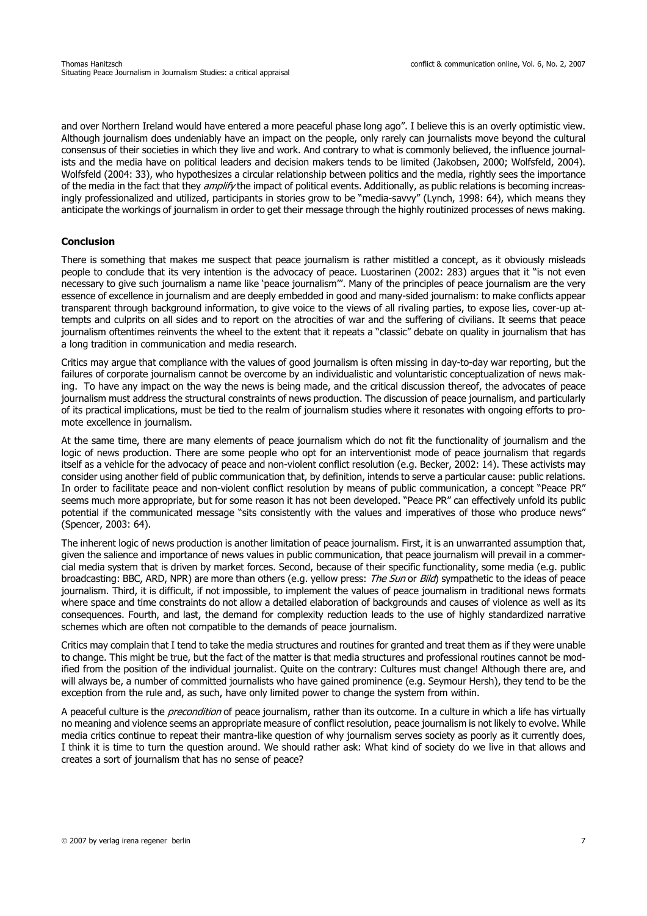and over Northern Ireland would have entered a more peaceful phase long ago". I believe this is an overly optimistic view. Although journalism does undeniably have an impact on the people, only rarely can journalists move beyond the cultural consensus of their societies in which they live and work. And contrary to what is commonly believed, the influence journalists and the media have on political leaders and decision makers tends to be limited (Jakobsen, 2000; Wolfsfeld, 2004). Wolfsfeld (2004: 33), who hypothesizes a circular relationship between politics and the media, rightly sees the importance of the media in the fact that they *amplify* the impact of political events. Additionally, as public relations is becoming increasingly professionalized and utilized, participants in stories grow to be "media-savvy" (Lynch, 1998: 64), which means they anticipate the workings of journalism in order to get their message through the highly routinized processes of news making.

## Conclusion

There is something that makes me suspect that peace journalism is rather mistitled a concept, as it obviously misleads people to conclude that its very intention is the advocacy of peace. Luostarinen (2002: 283) argues that it "is not even necessary to give such journalism a name like 'peace journalism'". Many of the principles of peace journalism are the very essence of excellence in journalism and are deeply embedded in good and many-sided journalism: to make conflicts appear transparent through background information, to give voice to the views of all rivaling parties, to expose lies, cover-up attempts and culprits on all sides and to report on the atrocities of war and the suffering of civilians. It seems that peace journalism oftentimes reinvents the wheel to the extent that it repeats a "classic" debate on quality in journalism that has a long tradition in communication and media research.

Critics may argue that compliance with the values of good journalism is often missing in day-to-day war reporting, but the failures of corporate journalism cannot be overcome by an individualistic and voluntaristic conceptualization of news making. To have any impact on the way the news is being made, and the critical discussion thereof, the advocates of peace journalism must address the structural constraints of news production. The discussion of peace journalism, and particularly of its practical implications, must be tied to the realm of journalism studies where it resonates with ongoing efforts to promote excellence in journalism.

At the same time, there are many elements of peace journalism which do not fit the functionality of journalism and the logic of news production. There are some people who opt for an interventionist mode of peace journalism that regards itself as a vehicle for the advocacy of peace and non-violent conflict resolution (e.g. Becker, 2002: 14). These activists may consider using another field of public communication that, by definition, intends to serve a particular cause: public relations. In order to facilitate peace and non-violent conflict resolution by means of public communication, a concept "Peace PR" seems much more appropriate, but for some reason it has not been developed. "Peace PR" can effectively unfold its public potential if the communicated message "sits consistently with the values and imperatives of those who produce news" (Spencer, 2003: 64).

The inherent logic of news production is another limitation of peace journalism. First, it is an unwarranted assumption that, given the salience and importance of news values in public communication, that peace journalism will prevail in a commercial media system that is driven by market forces. Second, because of their specific functionality, some media (e.g. public broadcasting: BBC, ARD, NPR) are more than others (e.g. yellow press: *The Sun* or *Bild*) sympathetic to the ideas of peace journalism. Third, it is difficult, if not impossible, to implement the values of peace journalism in traditional news formats where space and time constraints do not allow a detailed elaboration of backgrounds and causes of violence as well as its consequences. Fourth, and last, the demand for complexity reduction leads to the use of highly standardized narrative schemes which are often not compatible to the demands of peace journalism.

Critics may complain that I tend to take the media structures and routines for granted and treat them as if they were unable to change. This might be true, but the fact of the matter is that media structures and professional routines cannot be modified from the position of the individual journalist. Quite on the contrary: Cultures must change! Although there are, and will always be, a number of committed journalists who have gained prominence (e.g. Seymour Hersh), they tend to be the exception from the rule and, as such, have only limited power to change the system from within.

A peaceful culture is the *precondition* of peace journalism, rather than its outcome. In a culture in which a life has virtually no meaning and violence seems an appropriate measure of conflict resolution, peace journalism is not likely to evolve. While media critics continue to repeat their mantra-like question of why journalism serves society as poorly as it currently does, I think it is time to turn the question around. We should rather ask: What kind of society do we live in that allows and creates a sort of journalism that has no sense of peace?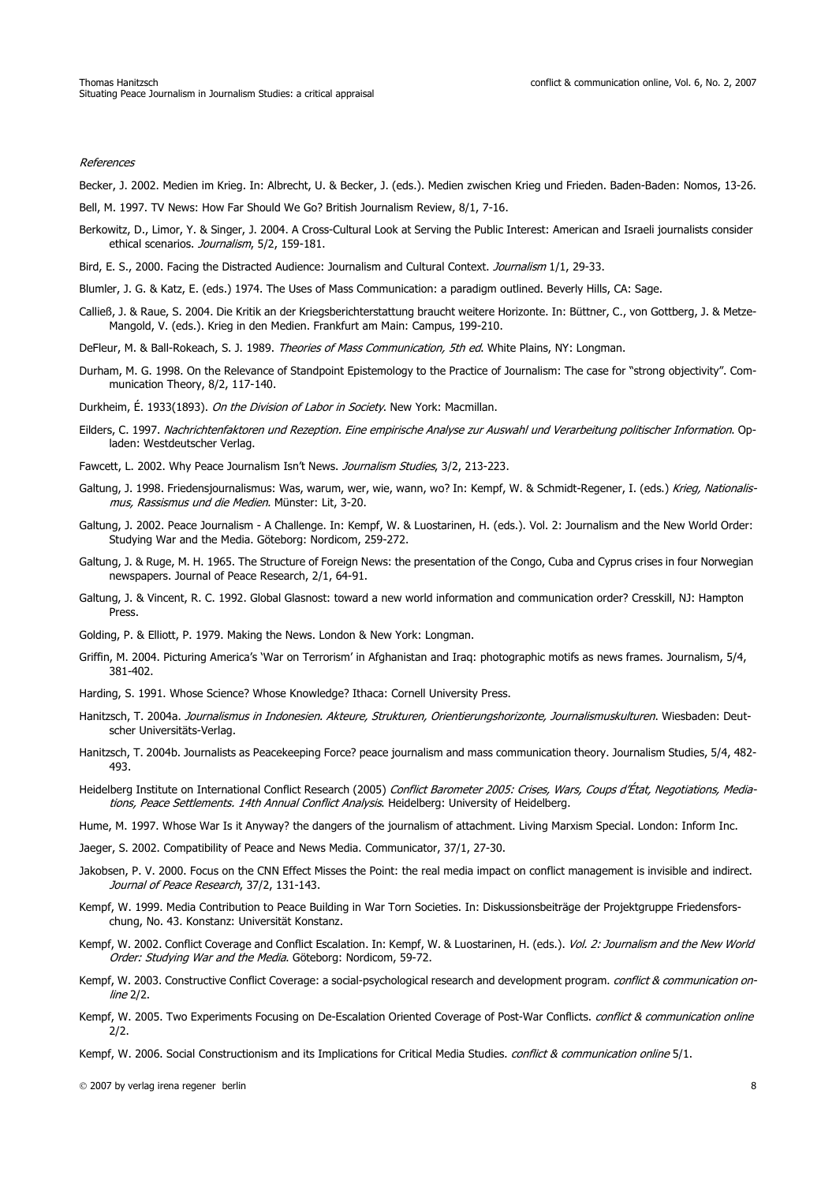*References*

Becker, J. 2002. Medien im Krieg. In: Albrecht, U. & Becker, J. (eds.). Medien zwischen Krieg und Frieden. Baden-Baden: Nomos, 13-26.

Bell, M. 1997. TV News: How Far Should We Go? British Journalism Review, 8/1, 7-16.

Berkowitz, D., Limor, Y. & Singer, J. 2004. A Cross-Cultural Look at Serving the Public Interest: American and Israeli journalists consider ethical scenarios. *Journalism*, 5/2, 159-181.

Bird, E. S., 2000. Facing the Distracted Audience: Journalism and Cultural Context. *Journalism* 1/1, 29-33.

Blumler, J. G. & Katz, E. (eds.) 1974. The Uses of Mass Communication: a paradigm outlined. Beverly Hills, CA: Sage.

Calließ, J. & Raue, S. 2004. Die Kritik an der Kriegsberichterstattung braucht weitere Horizonte. In: Büttner, C., von Gottberg, J. & Metze-Mangold, V. (eds.). Krieg in den Medien. Frankfurt am Main: Campus, 199-210.

DeFleur, M. & Ball-Rokeach, S. J. 1989. *Theories of Mass Communication, 5th ed*. White Plains, NY: Longman.

Durham, M. G. 1998. On the Relevance of Standpoint Epistemology to the Practice of Journalism: The case for "strong objectivity". Communication Theory, 8/2, 117-140.

Durkheim, É. 1933(1893). *On the Division of Labor in Society*. New York: Macmillan.

Eilders, C. 1997. *Nachrichtenfaktoren und Rezeption. Eine empirische Analyse zur Auswahl und Verarbeitung politischer Information*. Opladen: Westdeutscher Verlag.

Fawcett, L. 2002. Why Peace Journalism Isn't News. *Journalism Studies*, 3/2, 213-223.

Galtung, J. 1998. Friedensjournalismus: Was, warum, wer, wie, wann, wo? In: Kempf, W. & Schmidt-Regener, I. (eds.) *Krieg, Nationalismus, Rassismus und die Medien*. Münster: Lit, 3-20.

Galtung, J. 2002. Peace Journalism - A Challenge. In: Kempf, W. & Luostarinen, H. (eds.). Vol. 2: Journalism and the New World Order: Studying War and the Media. Göteborg: Nordicom, 259-272.

Galtung, J. & Ruge, M. H. 1965. The Structure of Foreign News: the presentation of the Congo, Cuba and Cyprus crises in four Norwegian newspapers. Journal of Peace Research, 2/1, 64-91.

Galtung, J. & Vincent, R. C. 1992. Global Glasnost: toward a new world information and communication order? Cresskill, NJ: Hampton Press.

Golding, P. & Elliott, P. 1979. Making the News. London & New York: Longman.

Griffin, M. 2004. Picturing America's 'War on Terrorism' in Afghanistan and Iraq: photographic motifs as news frames. Journalism, 5/4, 381-402.

Harding, S. 1991. Whose Science? Whose Knowledge? Ithaca: Cornell University Press.

Hanitzsch, T. 2004a. *Journalismus in Indonesien. Akteure, Strukturen, Orientierungshorizonte, Journalismuskulturen*. Wiesbaden: Deutscher Universitäts-Verlag.

Hanitzsch, T. 2004b. Journalists as Peacekeeping Force? peace journalism and mass communication theory. Journalism Studies, 5/4, 482-493.

Heidelberg Institute on International Conflict Research (2005) *Conflict Barometer 2005: Crises, Wars, Coups d'État, Negotiations, Mediations, Peace Settlements. 14th Annual Conflict Analysis*. Heidelberg: University of Heidelberg.

Hume, M. 1997. Whose War Is it Anyway? the dangers of the journalism of attachment. Living Marxism Special. London: Inform Inc.

Jaeger, S. 2002. Compatibility of Peace and News Media. Communicator, 37/1, 27-30.

Jakobsen, P. V. 2000. Focus on the CNN Effect Misses the Point: the real media impact on conflict management is invisible and indirect. *Journal of Peace Research*, 37/2, 131-143.

Kempf, W. 1999. Media Contribution to Peace Building in War Torn Societies. In: Diskussionsbeiträge der Projektgruppe Friedensforschung, No. 43. Konstanz: Universität Konstanz.

Kempf, W. 2002. Conflict Coverage and Conflict Escalation. In: Kempf, W. & Luostarinen, H. (eds.). *Vol. 2: Journalism and the New World Order: Studying War and the Media*. Göteborg: Nordicom, 59-72.

Kempf, W. 2003. Constructive Conflict Coverage: a social-psychological research and development program. *conflict & communication online* 2/2.

Kempf, W. 2005. Two Experiments Focusing on De-Escalation Oriented Coverage of Post-War Conflicts. *conflict & communication online* 2/2.

Kempf, W. 2006. Social Constructionism and its Implications for Critical Media Studies. *conflict & communication online* 5/1.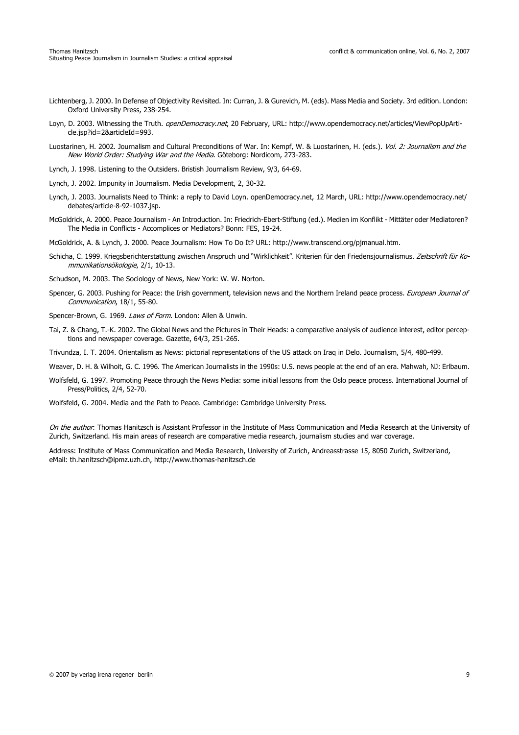Lichtenberg, J. 2000. In Defense of Objectivity Revisited. In: Curran, J. & Gurevich, M. (eds). Mass Media and Society. 3rd edition. London: Oxford University Press, 238-254.

Loyn, D. 2003. Witnessing the Truth. *openDemocracy.net*, 20 February, URL: http://www.opendemocracy.net/articles/ViewPopUpArticle.jsp?id=2&articleId=993.

Luostarinen, H. 2002. Journalism and Cultural Preconditions of War. In: Kempf, W. & Luostarinen, H. (eds.). *Vol. 2: Journalism and the New World Order: Studying War and the Media*. Göteborg: Nordicom, 273-283.

Lynch, J. 1998. Listening to the Outsiders. Bristish Journalism Review, 9/3, 64-69.

Lynch, J. 2002. Impunity in Journalism. Media Development, 2, 30-32.

Lynch, J. 2003. Journalists Need to Think: a reply to David Loyn. openDemocracy.net, 12 March, URL: http://www.opendemocracy.net/debates/article-8-92-1037.jsp.

McGoldrick, A. 2000. Peace Journalism - An Introduction. In: Friedrich-Ebert-Stiftung (ed.). Medien im Konflikt - Mittäter oder Mediatoren? The Media in Conflicts - Accomplices or Mediators? Bonn: FES, 19-24.

McGoldrick, A. & Lynch, J. 2000. Peace Journalism: How To Do It? URL: http://www.transcend.org/pjmanual.htm.

Schicha, C. 1999. Kriegsberichterstattung zwischen Anspruch und "Wirklichkeit". Kriterien für den Friedensjournalismus. *Zeitschrift für Kommunikationsökologie*, 2/1, 10-13.

Schudson, M. 2003. The Sociology of News, New York: W. W. Norton.

Spencer, G. 2003. Pushing for Peace: the Irish government, television news and the Northern Ireland peace process. *European Journal of Communication*, 18/1, 55-80.

Spencer-Brown, G. 1969. *Laws of Form*. London: Allen & Unwin.

Tai, Z. & Chang, T.-K. 2002. The Global News and the Pictures in Their Heads: a comparative analysis of audience interest, editor perceptions and newspaper coverage. Gazette, 64/3, 251-265.

Trivundza, I. T. 2004. Orientalism as News: pictorial representations of the US attack on Iraq in Delo. Journalism, 5/4, 480-499.

Weaver, D. H. & Wilhoit, G. C. 1996. The American Journalists in the 1990s: U.S. news people at the end of an era. Mahwah, NJ: Erlbaum.

Wolfsfeld, G. 1997. Promoting Peace through the News Media: some initial lessons from the Oslo peace process. International Journal of Press/Politics, 2/4, 52-70.

Wolfsfeld, G. 2004. Media and the Path to Peace. Cambridge: Cambridge University Press.

*On the author*: Thomas Hanitzsch is Assistant Professor in the Institute of Mass Communication and Media Research at the University of Zurich, Switzerland. His main areas of research are comparative media research, journalism studies and war coverage.

Address: Institute of Mass Communication and Media Research, University of Zurich, Andreasstrasse 15, 8050 Zurich, Switzerland, eMail: th.hanitzsch@ipmz.uzh.ch, http://www.thomas-hanitzsch.de